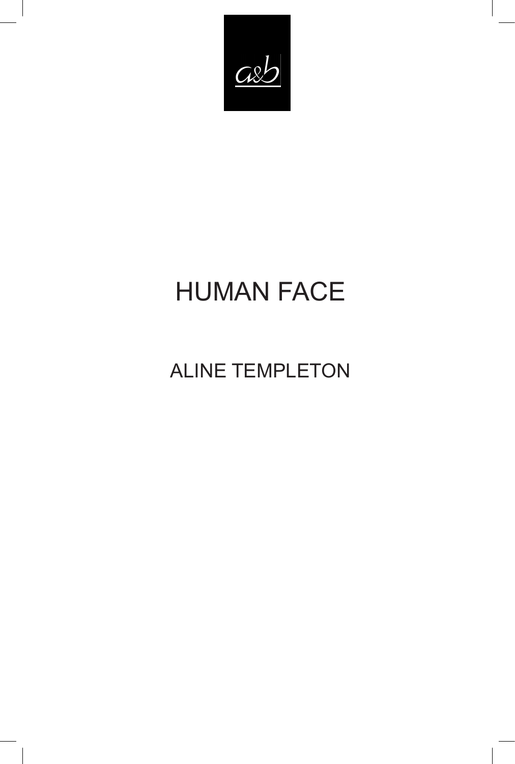a&b

# HUMAN FACE

ALINE TEMPLETON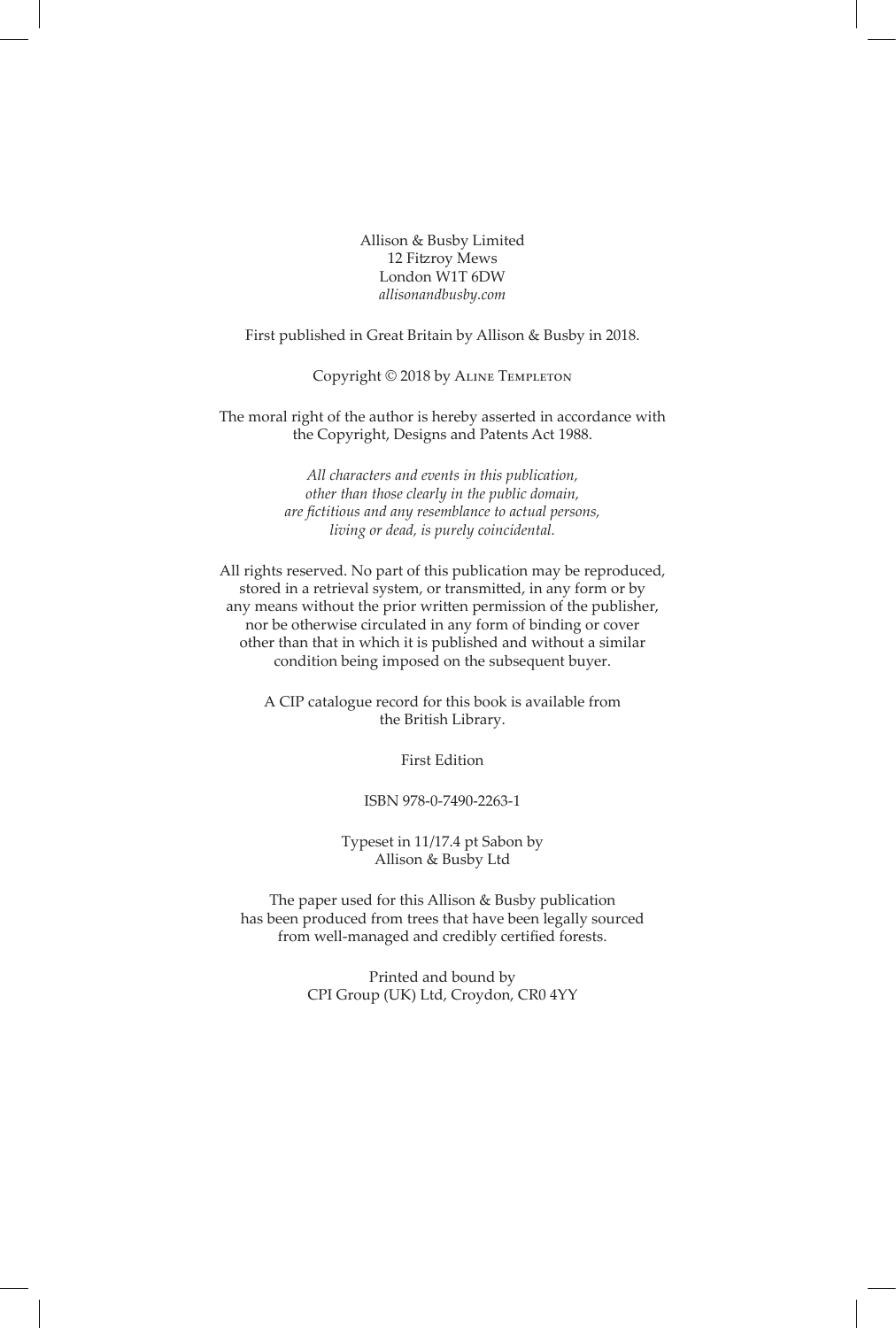Allison & Busby Limited
12 Fitzroy Mews
London W1T 6DW
*allisonandbusby.com*

First published in Great Britain by Allison & Busby in 2018.

Copyright © 2018 by Aline Templeton

The moral right of the author is hereby asserted in accordance with the Copyright, Designs and Patents Act 1988.

*All characters and events in this publication, other than those clearly in the public domain, are fictitious and any resemblance to actual persons, living or dead, is purely coincidental.*

All rights reserved. No part of this publication may be reproduced, stored in a retrieval system, or transmitted, in any form or by any means without the prior written permission of the publisher, nor be otherwise circulated in any form of binding or cover other than that in which it is published and without a similar condition being imposed on the subsequent buyer.

A CIP catalogue record for this book is available from the British Library.

First Edition

ISBN 978-0-7490-2263-1

Typeset in 11/17.4 pt Sabon by
Allison & Busby Ltd

The paper used for this Allison & Busby publication has been produced from trees that have been legally sourced from well-managed and credibly certified forests.

Printed and bound by
CPI Group (UK) Ltd, Croydon, CR0 4YY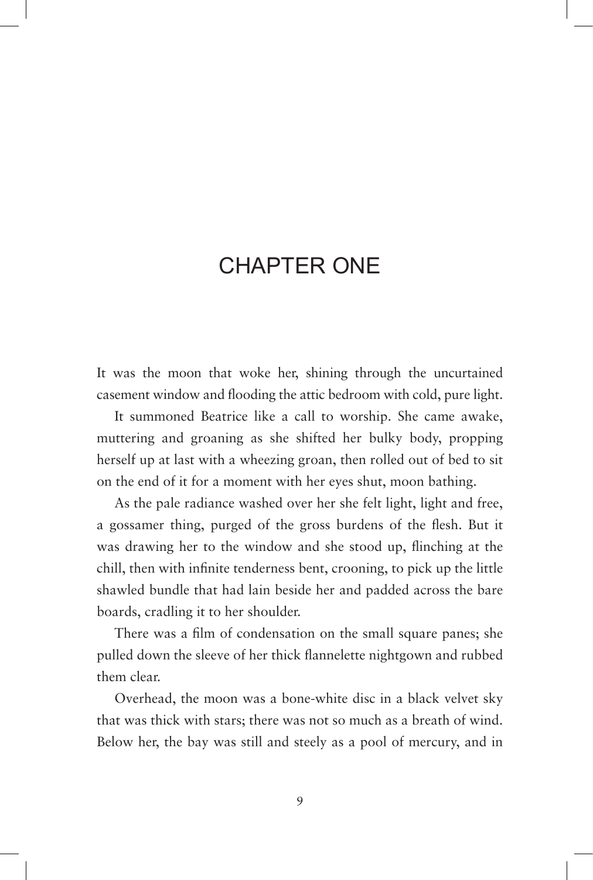# CHAPTER ONE

It was the moon that woke her, shining through the uncurtained casement window and flooding the attic bedroom with cold, pure light.

It summoned Beatrice like a call to worship. She came awake, muttering and groaning as she shifted her bulky body, propping herself up at last with a wheezing groan, then rolled out of bed to sit on the end of it for a moment with her eyes shut, moon bathing.

As the pale radiance washed over her she felt light, light and free, a gossamer thing, purged of the gross burdens of the flesh. But it was drawing her to the window and she stood up, flinching at the chill, then with infinite tenderness bent, crooning, to pick up the little shawled bundle that had lain beside her and padded across the bare boards, cradling it to her shoulder.

There was a film of condensation on the small square panes; she pulled down the sleeve of her thick flannelette nightgown and rubbed them clear.

Overhead, the moon was a bone-white disc in a black velvet sky that was thick with stars; there was not so much as a breath of wind. Below her, the bay was still and steely as a pool of mercury, and in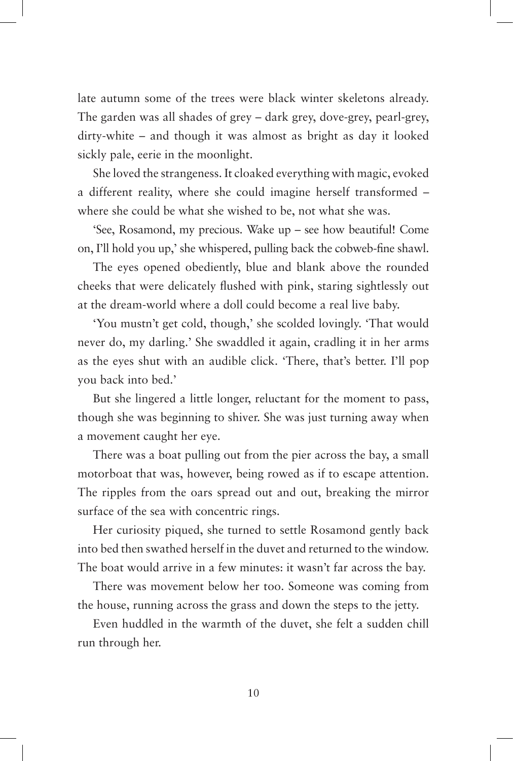late autumn some of the trees were black winter skeletons already. The garden was all shades of grey – dark grey, dove-grey, pearl-grey, dirty-white – and though it was almost as bright as day it looked sickly pale, eerie in the moonlight.

She loved the strangeness. It cloaked everything with magic, evoked a different reality, where she could imagine herself transformed – where she could be what she wished to be, not what she was.

'See, Rosamond, my precious. Wake up – see how beautiful! Come on, I'll hold you up,' she whispered, pulling back the cobweb-fine shawl.

The eyes opened obediently, blue and blank above the rounded cheeks that were delicately flushed with pink, staring sightlessly out at the dream-world where a doll could become a real live baby.

'You mustn't get cold, though,' she scolded lovingly. 'That would never do, my darling.' She swaddled it again, cradling it in her arms as the eyes shut with an audible click. 'There, that's better. I'll pop you back into bed.'

But she lingered a little longer, reluctant for the moment to pass, though she was beginning to shiver. She was just turning away when a movement caught her eye.

There was a boat pulling out from the pier across the bay, a small motorboat that was, however, being rowed as if to escape attention. The ripples from the oars spread out and out, breaking the mirror surface of the sea with concentric rings.

Her curiosity piqued, she turned to settle Rosamond gently back into bed then swathed herself in the duvet and returned to the window. The boat would arrive in a few minutes: it wasn't far across the bay.

There was movement below her too. Someone was coming from the house, running across the grass and down the steps to the jetty.

Even huddled in the warmth of the duvet, she felt a sudden chill run through her.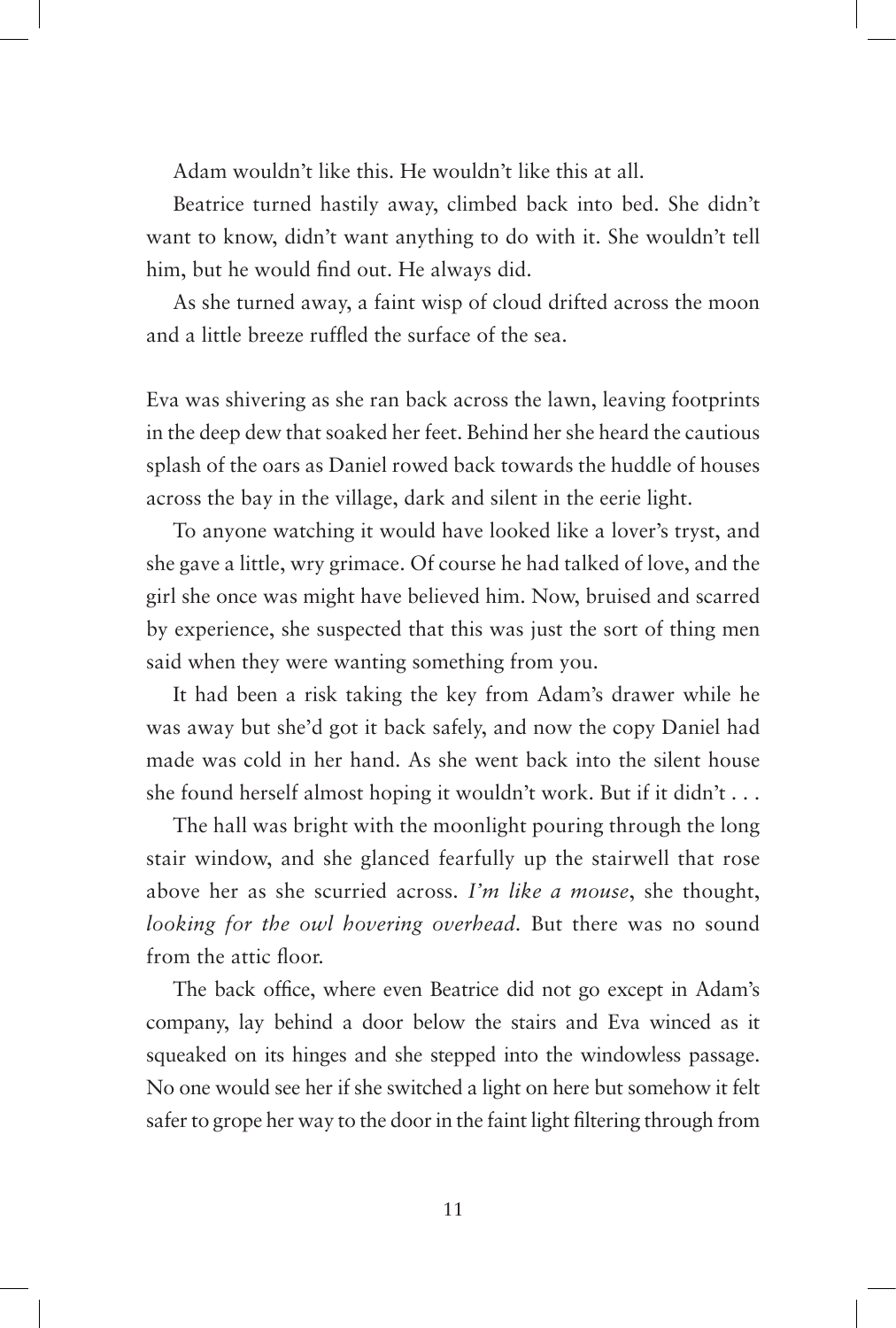Adam wouldn't like this. He wouldn't like this at all.

Beatrice turned hastily away, climbed back into bed. She didn't want to know, didn't want anything to do with it. She wouldn't tell him, but he would find out. He always did.

As she turned away, a faint wisp of cloud drifted across the moon and a little breeze ruffled the surface of the sea.

Eva was shivering as she ran back across the lawn, leaving footprints in the deep dew that soaked her feet. Behind her she heard the cautious splash of the oars as Daniel rowed back towards the huddle of houses across the bay in the village, dark and silent in the eerie light.

To anyone watching it would have looked like a lover's tryst, and she gave a little, wry grimace. Of course he had talked of love, and the girl she once was might have believed him. Now, bruised and scarred by experience, she suspected that this was just the sort of thing men said when they were wanting something from you.

It had been a risk taking the key from Adam's drawer while he was away but she'd got it back safely, and now the copy Daniel had made was cold in her hand. As she went back into the silent house she found herself almost hoping it wouldn't work. But if it didn't . . .

The hall was bright with the moonlight pouring through the long stair window, and she glanced fearfully up the stairwell that rose above her as she scurried across. *I'm like a mouse*, she thought, *looking for the owl hovering overhead*. But there was no sound from the attic floor.

The back office, where even Beatrice did not go except in Adam's company, lay behind a door below the stairs and Eva winced as it squeaked on its hinges and she stepped into the windowless passage. No one would see her if she switched a light on here but somehow it felt safer to grope her way to the door in the faint light filtering through from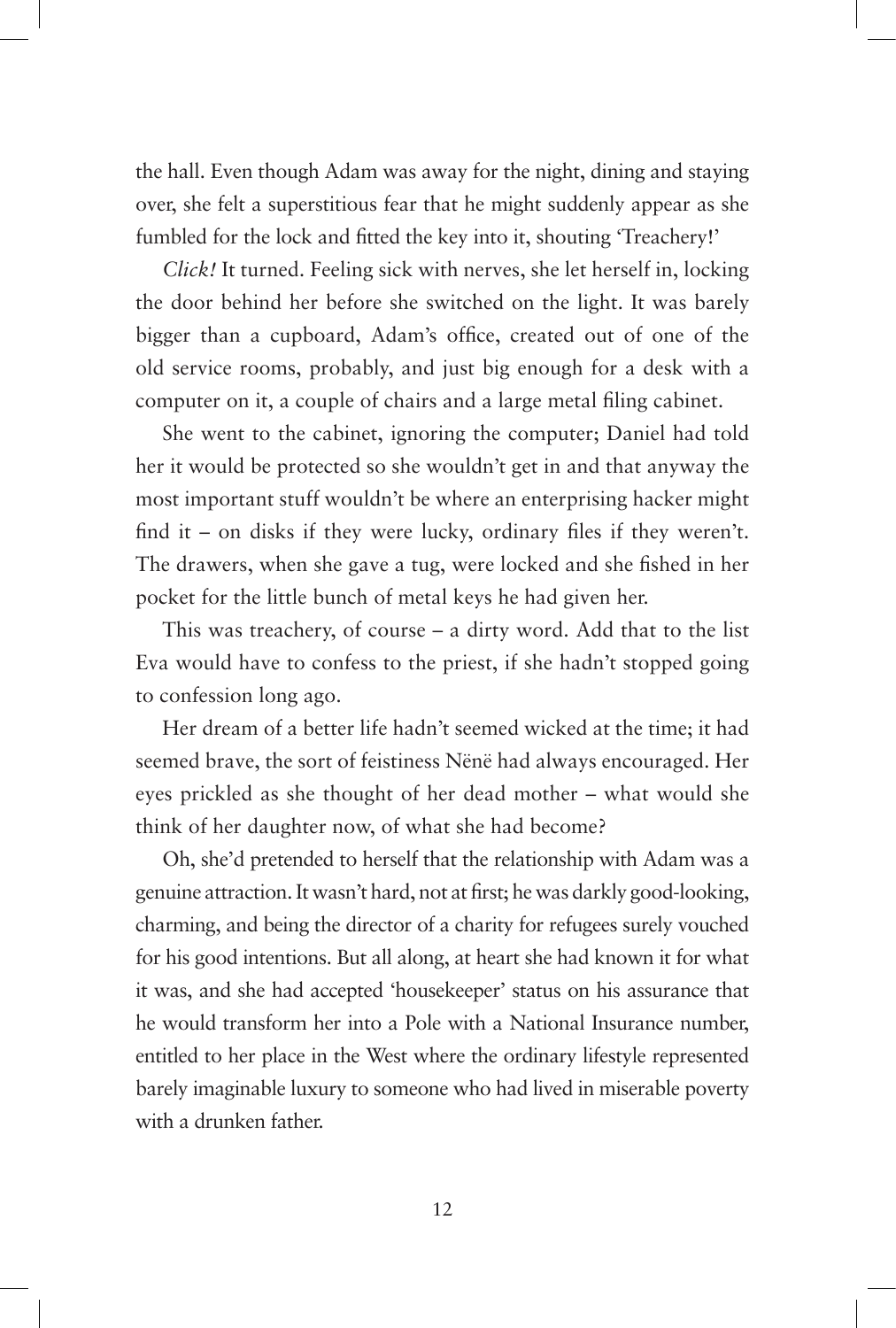the hall. Even though Adam was away for the night, dining and staying over, she felt a superstitious fear that he might suddenly appear as she fumbled for the lock and fitted the key into it, shouting 'Treachery!'

*Click!* It turned. Feeling sick with nerves, she let herself in, locking the door behind her before she switched on the light. It was barely bigger than a cupboard, Adam's office, created out of one of the old service rooms, probably, and just big enough for a desk with a computer on it, a couple of chairs and a large metal filing cabinet.

She went to the cabinet, ignoring the computer; Daniel had told her it would be protected so she wouldn't get in and that anyway the most important stuff wouldn't be where an enterprising hacker might find it – on disks if they were lucky, ordinary files if they weren't. The drawers, when she gave a tug, were locked and she fished in her pocket for the little bunch of metal keys he had given her.

This was treachery, of course – a dirty word. Add that to the list Eva would have to confess to the priest, if she hadn't stopped going to confession long ago.

Her dream of a better life hadn't seemed wicked at the time; it had seemed brave, the sort of feistiness Nënë had always encouraged. Her eyes prickled as she thought of her dead mother – what would she think of her daughter now, of what she had become?

Oh, she'd pretended to herself that the relationship with Adam was a genuine attraction. It wasn't hard, not at first; he was darkly good-looking, charming, and being the director of a charity for refugees surely vouched for his good intentions. But all along, at heart she had known it for what it was, and she had accepted 'housekeeper' status on his assurance that he would transform her into a Pole with a National Insurance number, entitled to her place in the West where the ordinary lifestyle represented barely imaginable luxury to someone who had lived in miserable poverty with a drunken father.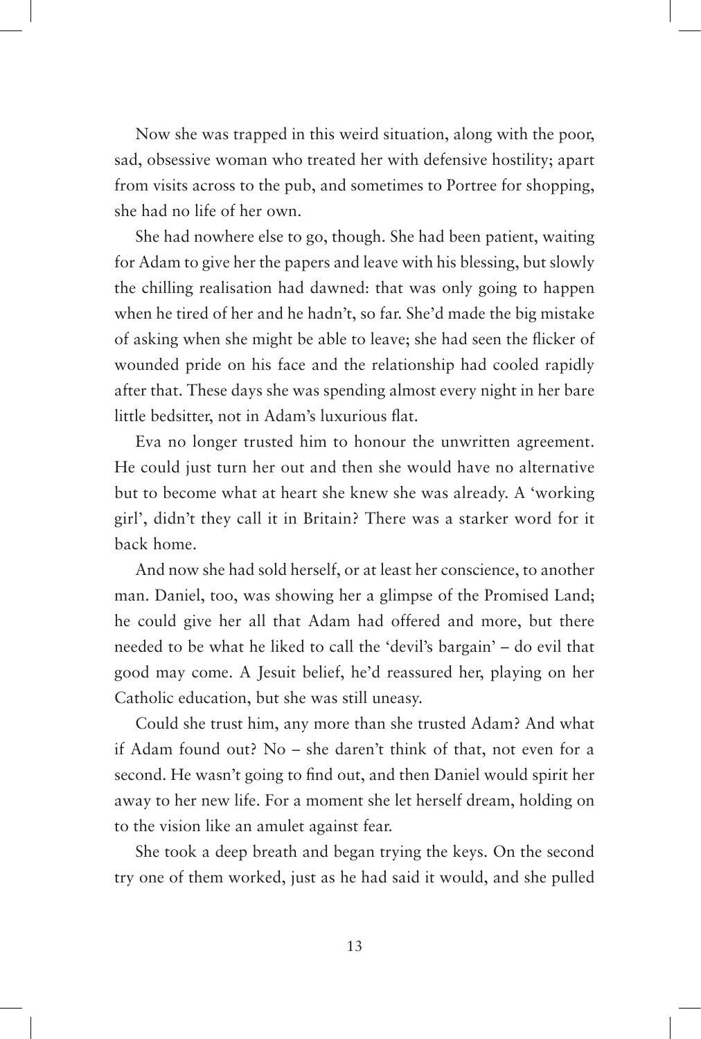Now she was trapped in this weird situation, along with the poor, sad, obsessive woman who treated her with defensive hostility; apart from visits across to the pub, and sometimes to Portree for shopping, she had no life of her own.

She had nowhere else to go, though. She had been patient, waiting for Adam to give her the papers and leave with his blessing, but slowly the chilling realisation had dawned: that was only going to happen when he tired of her and he hadn't, so far. She'd made the big mistake of asking when she might be able to leave; she had seen the flicker of wounded pride on his face and the relationship had cooled rapidly after that. These days she was spending almost every night in her bare little bedsitter, not in Adam's luxurious flat.

Eva no longer trusted him to honour the unwritten agreement. He could just turn her out and then she would have no alternative but to become what at heart she knew she was already. A 'working girl', didn't they call it in Britain? There was a starker word for it back home.

And now she had sold herself, or at least her conscience, to another man. Daniel, too, was showing her a glimpse of the Promised Land; he could give her all that Adam had offered and more, but there needed to be what he liked to call the 'devil's bargain' – do evil that good may come. A Jesuit belief, he'd reassured her, playing on her Catholic education, but she was still uneasy.

Could she trust him, any more than she trusted Adam? And what if Adam found out? No – she daren't think of that, not even for a second. He wasn't going to find out, and then Daniel would spirit her away to her new life. For a moment she let herself dream, holding on to the vision like an amulet against fear.

She took a deep breath and began trying the keys. On the second try one of them worked, just as he had said it would, and she pulled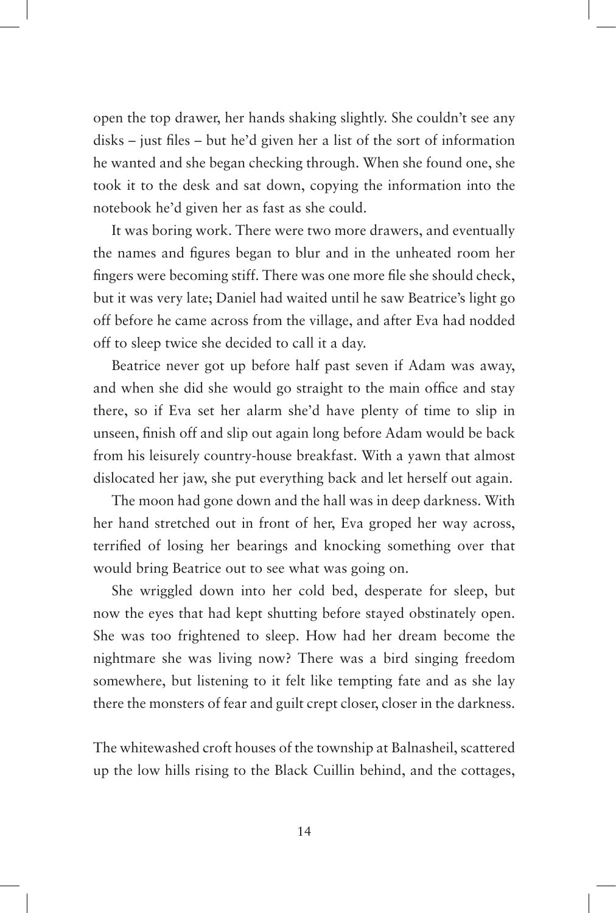open the top drawer, her hands shaking slightly. She couldn't see any disks – just files – but he'd given her a list of the sort of information he wanted and she began checking through. When she found one, she took it to the desk and sat down, copying the information into the notebook he'd given her as fast as she could.

It was boring work. There were two more drawers, and eventually the names and figures began to blur and in the unheated room her fingers were becoming stiff. There was one more file she should check, but it was very late; Daniel had waited until he saw Beatrice's light go off before he came across from the village, and after Eva had nodded off to sleep twice she decided to call it a day.

Beatrice never got up before half past seven if Adam was away, and when she did she would go straight to the main office and stay there, so if Eva set her alarm she'd have plenty of time to slip in unseen, finish off and slip out again long before Adam would be back from his leisurely country-house breakfast. With a yawn that almost dislocated her jaw, she put everything back and let herself out again.

The moon had gone down and the hall was in deep darkness. With her hand stretched out in front of her, Eva groped her way across, terrified of losing her bearings and knocking something over that would bring Beatrice out to see what was going on.

She wriggled down into her cold bed, desperate for sleep, but now the eyes that had kept shutting before stayed obstinately open. She was too frightened to sleep. How had her dream become the nightmare she was living now? There was a bird singing freedom somewhere, but listening to it felt like tempting fate and as she lay there the monsters of fear and guilt crept closer, closer in the darkness.

The whitewashed croft houses of the township at Balnasheil, scattered up the low hills rising to the Black Cuillin behind, and the cottages,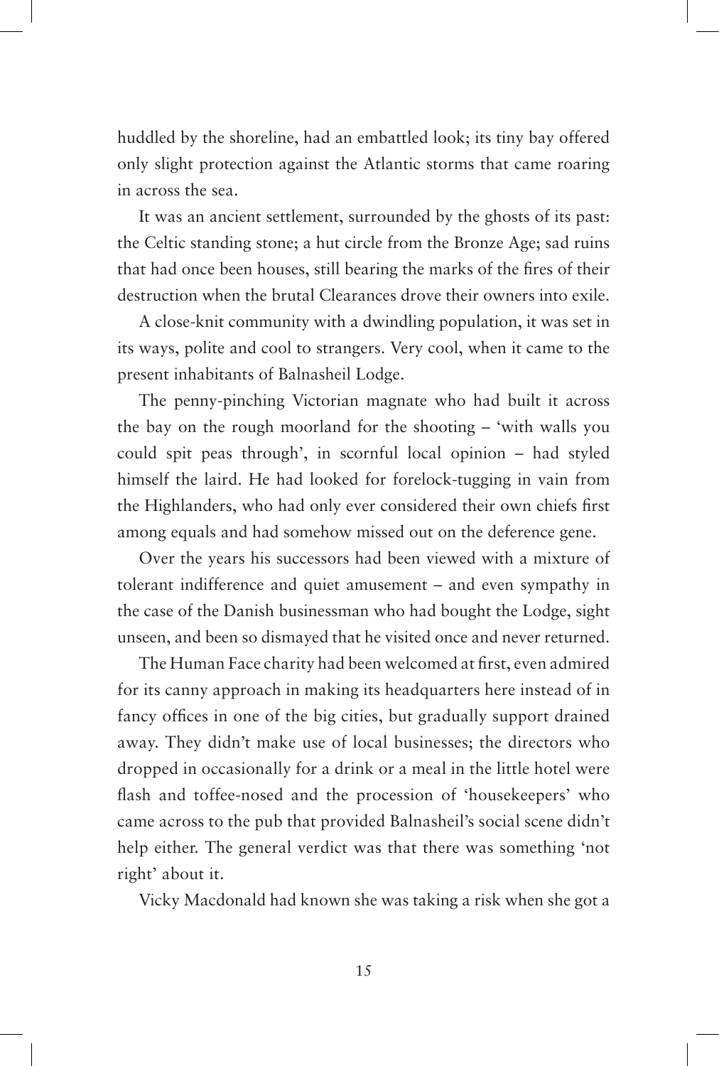huddled by the shoreline, had an embattled look; its tiny bay offered only slight protection against the Atlantic storms that came roaring in across the sea.

It was an ancient settlement, surrounded by the ghosts of its past: the Celtic standing stone; a hut circle from the Bronze Age; sad ruins that had once been houses, still bearing the marks of the fires of their destruction when the brutal Clearances drove their owners into exile.

A close-knit community with a dwindling population, it was set in its ways, polite and cool to strangers. Very cool, when it came to the present inhabitants of Balnasheil Lodge.

The penny-pinching Victorian magnate who had built it across the bay on the rough moorland for the shooting – 'with walls you could spit peas through', in scornful local opinion – had styled himself the laird. He had looked for forelock-tugging in vain from the Highlanders, who had only ever considered their own chiefs first among equals and had somehow missed out on the deference gene.

Over the years his successors had been viewed with a mixture of tolerant indifference and quiet amusement – and even sympathy in the case of the Danish businessman who had bought the Lodge, sight unseen, and been so dismayed that he visited once and never returned.

The Human Face charity had been welcomed at first, even admired for its canny approach in making its headquarters here instead of in fancy offices in one of the big cities, but gradually support drained away. They didn't make use of local businesses; the directors who dropped in occasionally for a drink or a meal in the little hotel were flash and toffee-nosed and the procession of 'housekeepers' who came across to the pub that provided Balnasheil's social scene didn't help either. The general verdict was that there was something 'not right' about it.

Vicky Macdonald had known she was taking a risk when she got a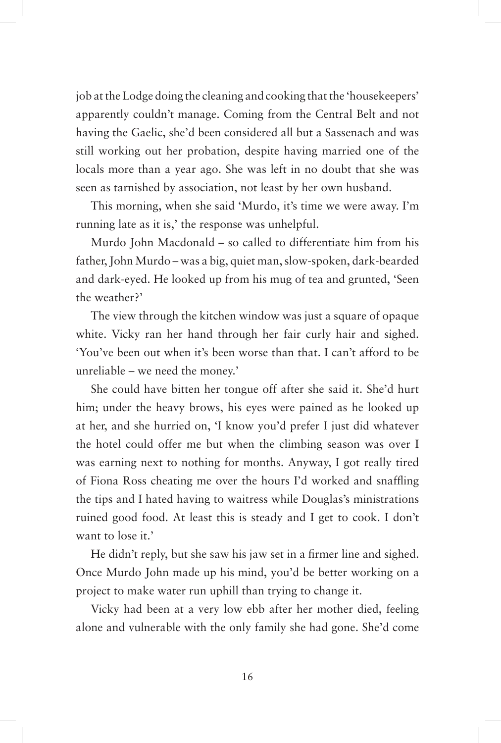job at the Lodge doing the cleaning and cooking that the 'housekeepers' apparently couldn't manage. Coming from the Central Belt and not having the Gaelic, she'd been considered all but a Sassenach and was still working out her probation, despite having married one of the locals more than a year ago. She was left in no doubt that she was seen as tarnished by association, not least by her own husband.

This morning, when she said 'Murdo, it's time we were away. I'm running late as it is,' the response was unhelpful.

Murdo John Macdonald – so called to differentiate him from his father, John Murdo – was a big, quiet man, slow-spoken, dark-bearded and dark-eyed. He looked up from his mug of tea and grunted, 'Seen the weather?'

The view through the kitchen window was just a square of opaque white. Vicky ran her hand through her fair curly hair and sighed. 'You've been out when it's been worse than that. I can't afford to be unreliable – we need the money.'

She could have bitten her tongue off after she said it. She'd hurt him; under the heavy brows, his eyes were pained as he looked up at her, and she hurried on, 'I know you'd prefer I just did whatever the hotel could offer me but when the climbing season was over I was earning next to nothing for months. Anyway, I got really tired of Fiona Ross cheating me over the hours I'd worked and snaffling the tips and I hated having to waitress while Douglas's ministrations ruined good food. At least this is steady and I get to cook. I don't want to lose it.'

He didn't reply, but she saw his jaw set in a firmer line and sighed. Once Murdo John made up his mind, you'd be better working on a project to make water run uphill than trying to change it.

Vicky had been at a very low ebb after her mother died, feeling alone and vulnerable with the only family she had gone. She'd come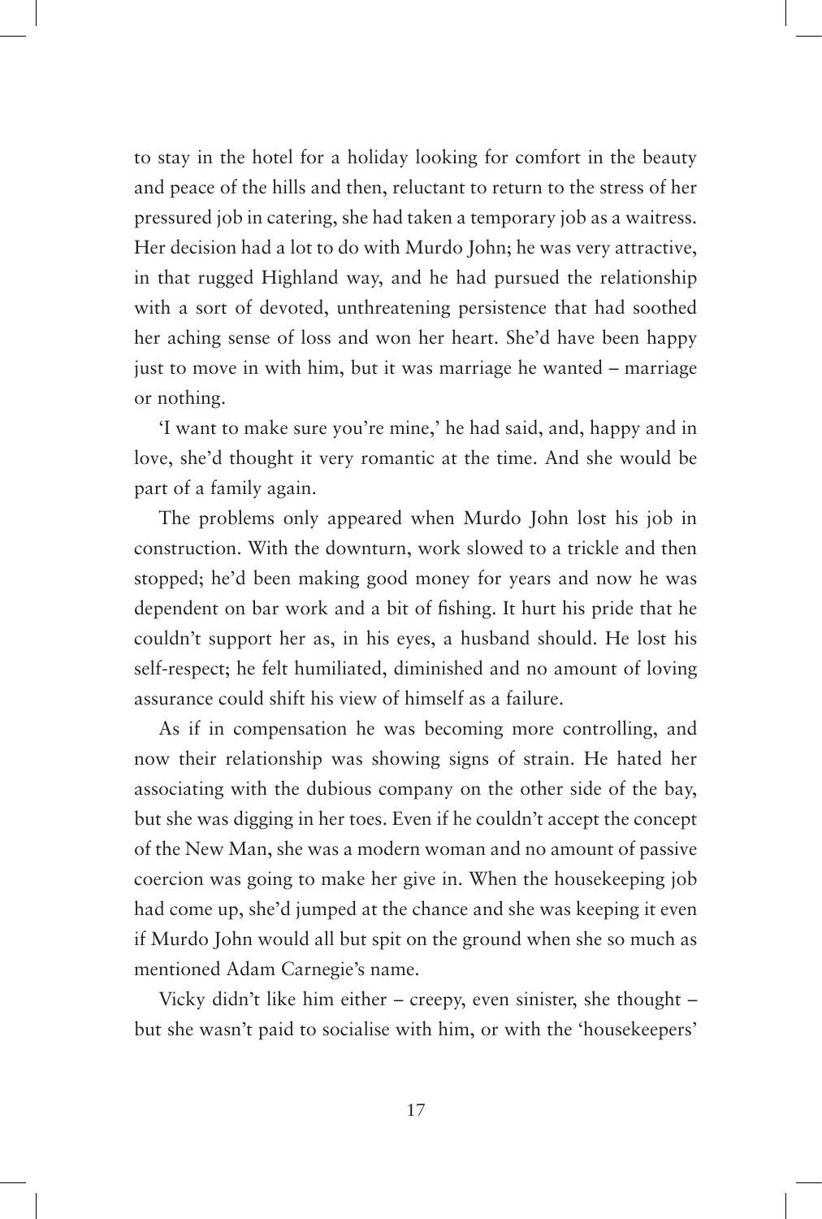to stay in the hotel for a holiday looking for comfort in the beauty and peace of the hills and then, reluctant to return to the stress of her pressured job in catering, she had taken a temporary job as a waitress. Her decision had a lot to do with Murdo John; he was very attractive, in that rugged Highland way, and he had pursued the relationship with a sort of devoted, unthreatening persistence that had soothed her aching sense of loss and won her heart. She'd have been happy just to move in with him, but it was marriage he wanted – marriage or nothing.

'I want to make sure you're mine,' he had said, and, happy and in love, she'd thought it very romantic at the time. And she would be part of a family again.

The problems only appeared when Murdo John lost his job in construction. With the downturn, work slowed to a trickle and then stopped; he'd been making good money for years and now he was dependent on bar work and a bit of fishing. It hurt his pride that he couldn't support her as, in his eyes, a husband should. He lost his self-respect; he felt humiliated, diminished and no amount of loving assurance could shift his view of himself as a failure.

As if in compensation he was becoming more controlling, and now their relationship was showing signs of strain. He hated her associating with the dubious company on the other side of the bay, but she was digging in her toes. Even if he couldn't accept the concept of the New Man, she was a modern woman and no amount of passive coercion was going to make her give in. When the housekeeping job had come up, she'd jumped at the chance and she was keeping it even if Murdo John would all but spit on the ground when she so much as mentioned Adam Carnegie's name.

Vicky didn't like him either – creepy, even sinister, she thought – but she wasn't paid to socialise with him, or with the 'housekeepers'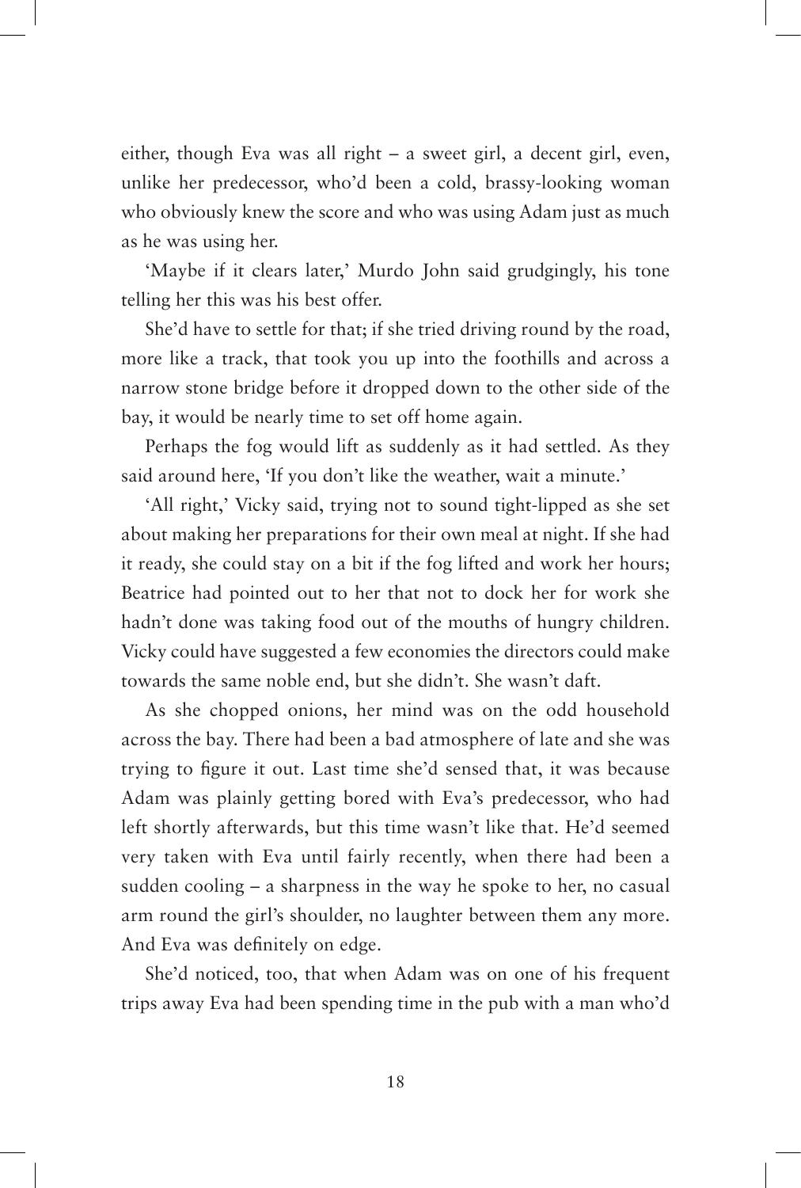either, though Eva was all right – a sweet girl, a decent girl, even, unlike her predecessor, who'd been a cold, brassy-looking woman who obviously knew the score and who was using Adam just as much as he was using her.

'Maybe if it clears later,' Murdo John said grudgingly, his tone telling her this was his best offer.

She'd have to settle for that; if she tried driving round by the road, more like a track, that took you up into the foothills and across a narrow stone bridge before it dropped down to the other side of the bay, it would be nearly time to set off home again.

Perhaps the fog would lift as suddenly as it had settled. As they said around here, 'If you don't like the weather, wait a minute.'

'All right,' Vicky said, trying not to sound tight-lipped as she set about making her preparations for their own meal at night. If she had it ready, she could stay on a bit if the fog lifted and work her hours; Beatrice had pointed out to her that not to dock her for work she hadn't done was taking food out of the mouths of hungry children. Vicky could have suggested a few economies the directors could make towards the same noble end, but she didn't. She wasn't daft.

As she chopped onions, her mind was on the odd household across the bay. There had been a bad atmosphere of late and she was trying to figure it out. Last time she'd sensed that, it was because Adam was plainly getting bored with Eva's predecessor, who had left shortly afterwards, but this time wasn't like that. He'd seemed very taken with Eva until fairly recently, when there had been a sudden cooling – a sharpness in the way he spoke to her, no casual arm round the girl's shoulder, no laughter between them any more. And Eva was definitely on edge.

She'd noticed, too, that when Adam was on one of his frequent trips away Eva had been spending time in the pub with a man who'd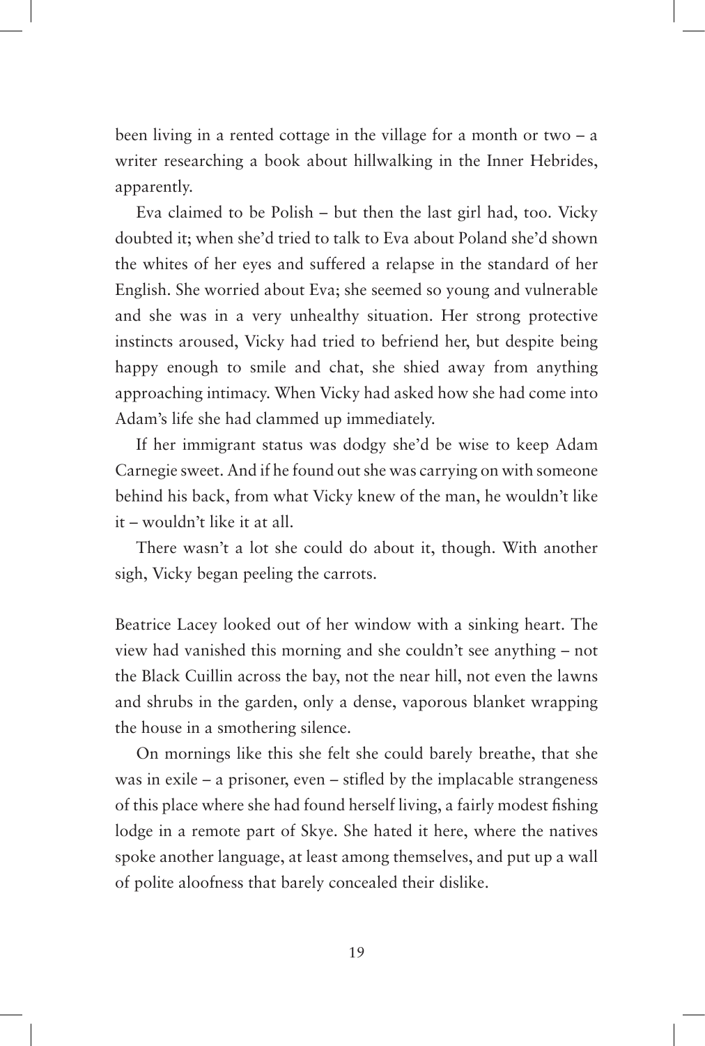been living in a rented cottage in the village for a month or two – a writer researching a book about hillwalking in the Inner Hebrides, apparently.

Eva claimed to be Polish – but then the last girl had, too. Vicky doubted it; when she'd tried to talk to Eva about Poland she'd shown the whites of her eyes and suffered a relapse in the standard of her English. She worried about Eva; she seemed so young and vulnerable and she was in a very unhealthy situation. Her strong protective instincts aroused, Vicky had tried to befriend her, but despite being happy enough to smile and chat, she shied away from anything approaching intimacy. When Vicky had asked how she had come into Adam's life she had clammed up immediately.

If her immigrant status was dodgy she'd be wise to keep Adam Carnegie sweet. And if he found out she was carrying on with someone behind his back, from what Vicky knew of the man, he wouldn't like it – wouldn't like it at all.

There wasn't a lot she could do about it, though. With another sigh, Vicky began peeling the carrots.

Beatrice Lacey looked out of her window with a sinking heart. The view had vanished this morning and she couldn't see anything – not the Black Cuillin across the bay, not the near hill, not even the lawns and shrubs in the garden, only a dense, vaporous blanket wrapping the house in a smothering silence.

On mornings like this she felt she could barely breathe, that she was in exile – a prisoner, even – stifled by the implacable strangeness of this place where she had found herself living, a fairly modest fishing lodge in a remote part of Skye. She hated it here, where the natives spoke another language, at least among themselves, and put up a wall of polite aloofness that barely concealed their dislike.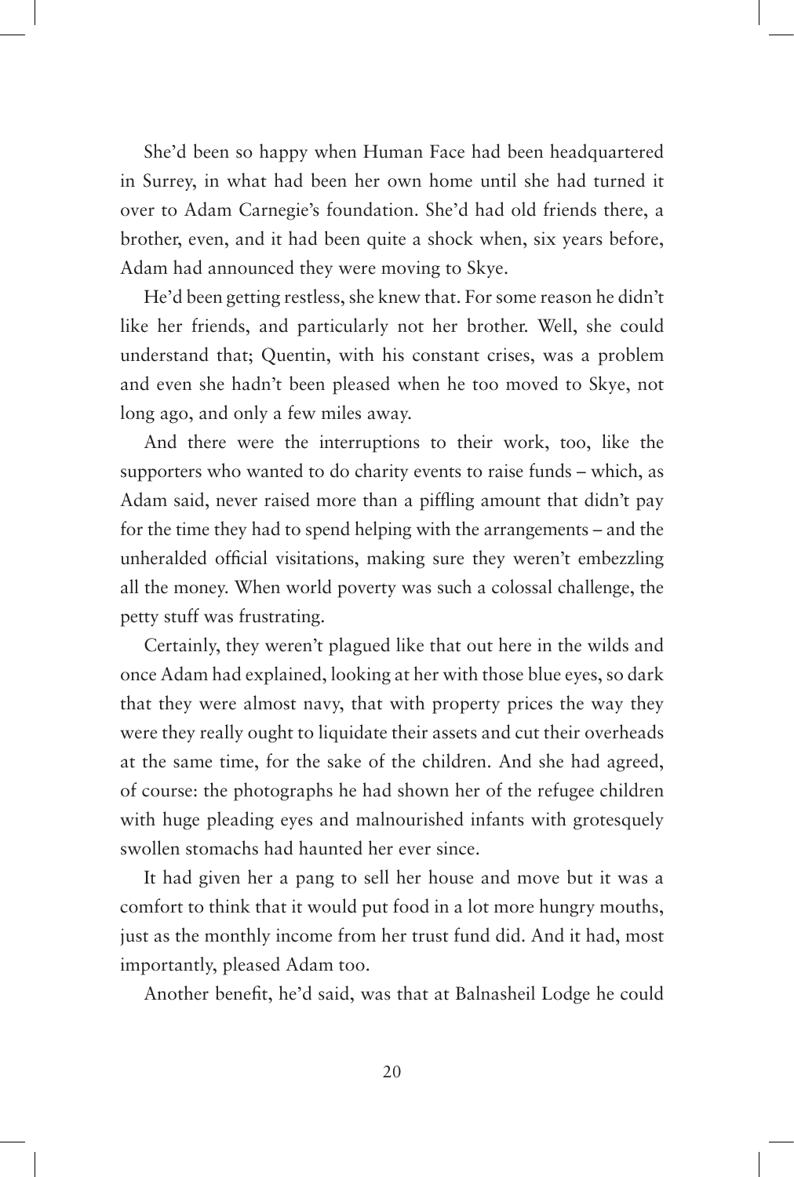She'd been so happy when Human Face had been headquartered in Surrey, in what had been her own home until she had turned it over to Adam Carnegie's foundation. She'd had old friends there, a brother, even, and it had been quite a shock when, six years before, Adam had announced they were moving to Skye.

He'd been getting restless, she knew that. For some reason he didn't like her friends, and particularly not her brother. Well, she could understand that; Quentin, with his constant crises, was a problem and even she hadn't been pleased when he too moved to Skye, not long ago, and only a few miles away.

And there were the interruptions to their work, too, like the supporters who wanted to do charity events to raise funds – which, as Adam said, never raised more than a piffling amount that didn't pay for the time they had to spend helping with the arrangements – and the unheralded official visitations, making sure they weren't embezzling all the money. When world poverty was such a colossal challenge, the petty stuff was frustrating.

Certainly, they weren't plagued like that out here in the wilds and once Adam had explained, looking at her with those blue eyes, so dark that they were almost navy, that with property prices the way they were they really ought to liquidate their assets and cut their overheads at the same time, for the sake of the children. And she had agreed, of course: the photographs he had shown her of the refugee children with huge pleading eyes and malnourished infants with grotesquely swollen stomachs had haunted her ever since.

It had given her a pang to sell her house and move but it was a comfort to think that it would put food in a lot more hungry mouths, just as the monthly income from her trust fund did. And it had, most importantly, pleased Adam too.

Another benefit, he'd said, was that at Balnasheil Lodge he could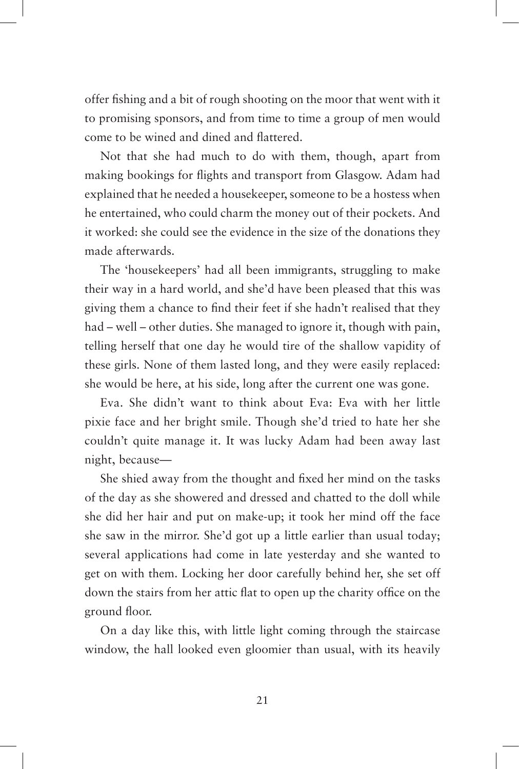offer fishing and a bit of rough shooting on the moor that went with it to promising sponsors, and from time to time a group of men would come to be wined and dined and flattered.

Not that she had much to do with them, though, apart from making bookings for flights and transport from Glasgow. Adam had explained that he needed a housekeeper, someone to be a hostess when he entertained, who could charm the money out of their pockets. And it worked: she could see the evidence in the size of the donations they made afterwards.

The 'housekeepers' had all been immigrants, struggling to make their way in a hard world, and she'd have been pleased that this was giving them a chance to find their feet if she hadn't realised that they had – well – other duties. She managed to ignore it, though with pain, telling herself that one day he would tire of the shallow vapidity of these girls. None of them lasted long, and they were easily replaced: she would be here, at his side, long after the current one was gone.

Eva. She didn't want to think about Eva: Eva with her little pixie face and her bright smile. Though she'd tried to hate her she couldn't quite manage it. It was lucky Adam had been away last night, because—

She shied away from the thought and fixed her mind on the tasks of the day as she showered and dressed and chatted to the doll while she did her hair and put on make-up; it took her mind off the face she saw in the mirror. She'd got up a little earlier than usual today; several applications had come in late yesterday and she wanted to get on with them. Locking her door carefully behind her, she set off down the stairs from her attic flat to open up the charity office on the ground floor.

On a day like this, with little light coming through the staircase window, the hall looked even gloomier than usual, with its heavily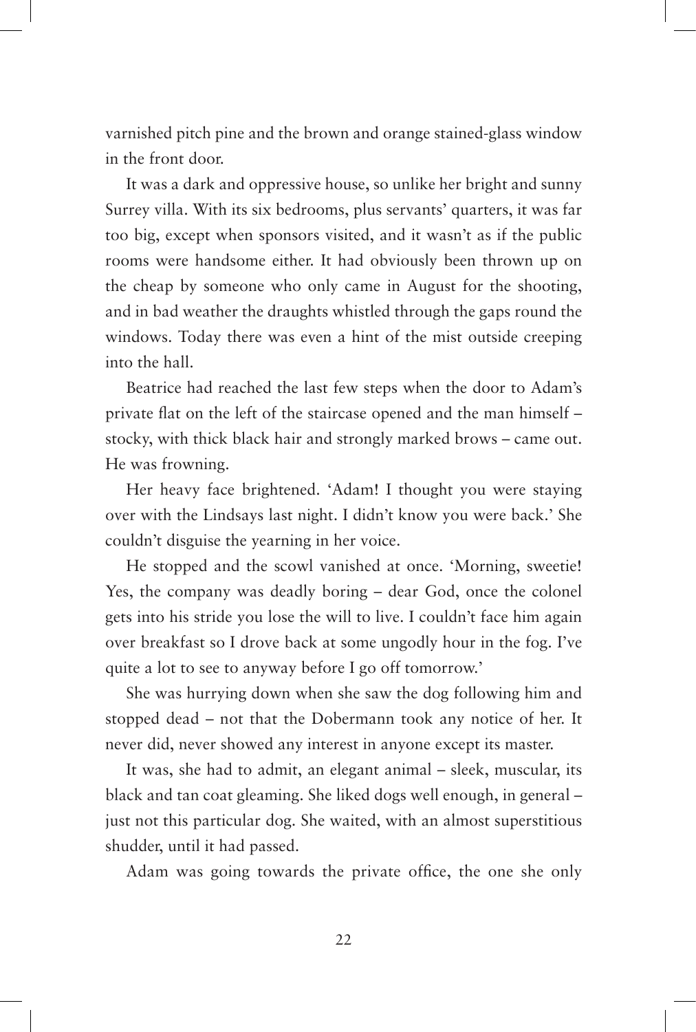varnished pitch pine and the brown and orange stained-glass window in the front door.

It was a dark and oppressive house, so unlike her bright and sunny Surrey villa. With its six bedrooms, plus servants' quarters, it was far too big, except when sponsors visited, and it wasn't as if the public rooms were handsome either. It had obviously been thrown up on the cheap by someone who only came in August for the shooting, and in bad weather the draughts whistled through the gaps round the windows. Today there was even a hint of the mist outside creeping into the hall.

Beatrice had reached the last few steps when the door to Adam's private flat on the left of the staircase opened and the man himself – stocky, with thick black hair and strongly marked brows – came out. He was frowning.

Her heavy face brightened. 'Adam! I thought you were staying over with the Lindsays last night. I didn't know you were back.' She couldn't disguise the yearning in her voice.

He stopped and the scowl vanished at once. 'Morning, sweetie! Yes, the company was deadly boring – dear God, once the colonel gets into his stride you lose the will to live. I couldn't face him again over breakfast so I drove back at some ungodly hour in the fog. I've quite a lot to see to anyway before I go off tomorrow.'

She was hurrying down when she saw the dog following him and stopped dead – not that the Dobermann took any notice of her. It never did, never showed any interest in anyone except its master.

It was, she had to admit, an elegant animal – sleek, muscular, its black and tan coat gleaming. She liked dogs well enough, in general – just not this particular dog. She waited, with an almost superstitious shudder, until it had passed.

Adam was going towards the private office, the one she only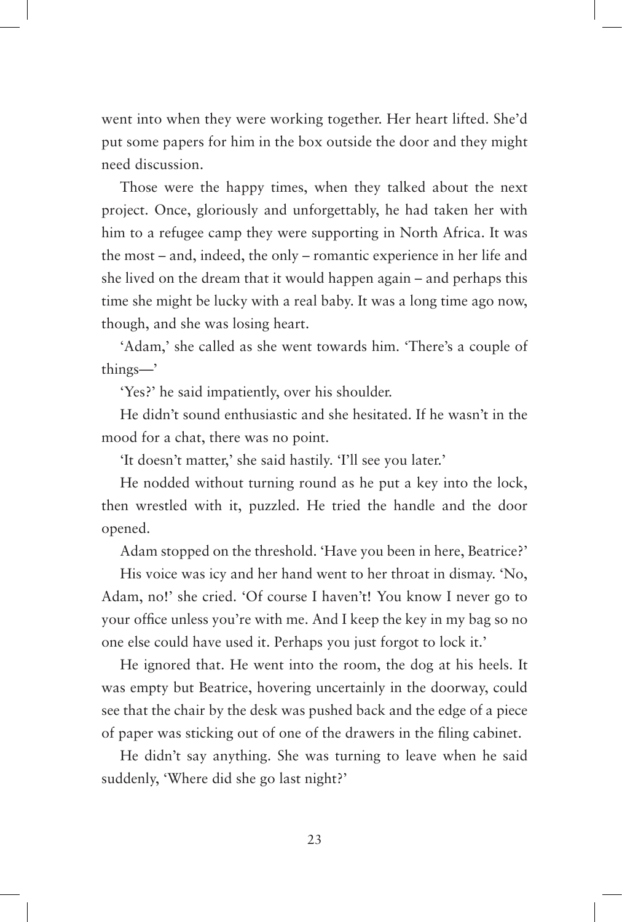went into when they were working together. Her heart lifted. She'd put some papers for him in the box outside the door and they might need discussion.

Those were the happy times, when they talked about the next project. Once, gloriously and unforgettably, he had taken her with him to a refugee camp they were supporting in North Africa. It was the most – and, indeed, the only – romantic experience in her life and she lived on the dream that it would happen again – and perhaps this time she might be lucky with a real baby. It was a long time ago now, though, and she was losing heart.

'Adam,' she called as she went towards him. 'There's a couple of things—'

'Yes?' he said impatiently, over his shoulder.

He didn't sound enthusiastic and she hesitated. If he wasn't in the mood for a chat, there was no point.

'It doesn't matter,' she said hastily. 'I'll see you later.'

He nodded without turning round as he put a key into the lock, then wrestled with it, puzzled. He tried the handle and the door opened.

Adam stopped on the threshold. 'Have you been in here, Beatrice?'

His voice was icy and her hand went to her throat in dismay. 'No, Adam, no!' she cried. 'Of course I haven't! You know I never go to your office unless you're with me. And I keep the key in my bag so no one else could have used it. Perhaps you just forgot to lock it.'

He ignored that. He went into the room, the dog at his heels. It was empty but Beatrice, hovering uncertainly in the doorway, could see that the chair by the desk was pushed back and the edge of a piece of paper was sticking out of one of the drawers in the filing cabinet.

He didn't say anything. She was turning to leave when he said suddenly, 'Where did she go last night?'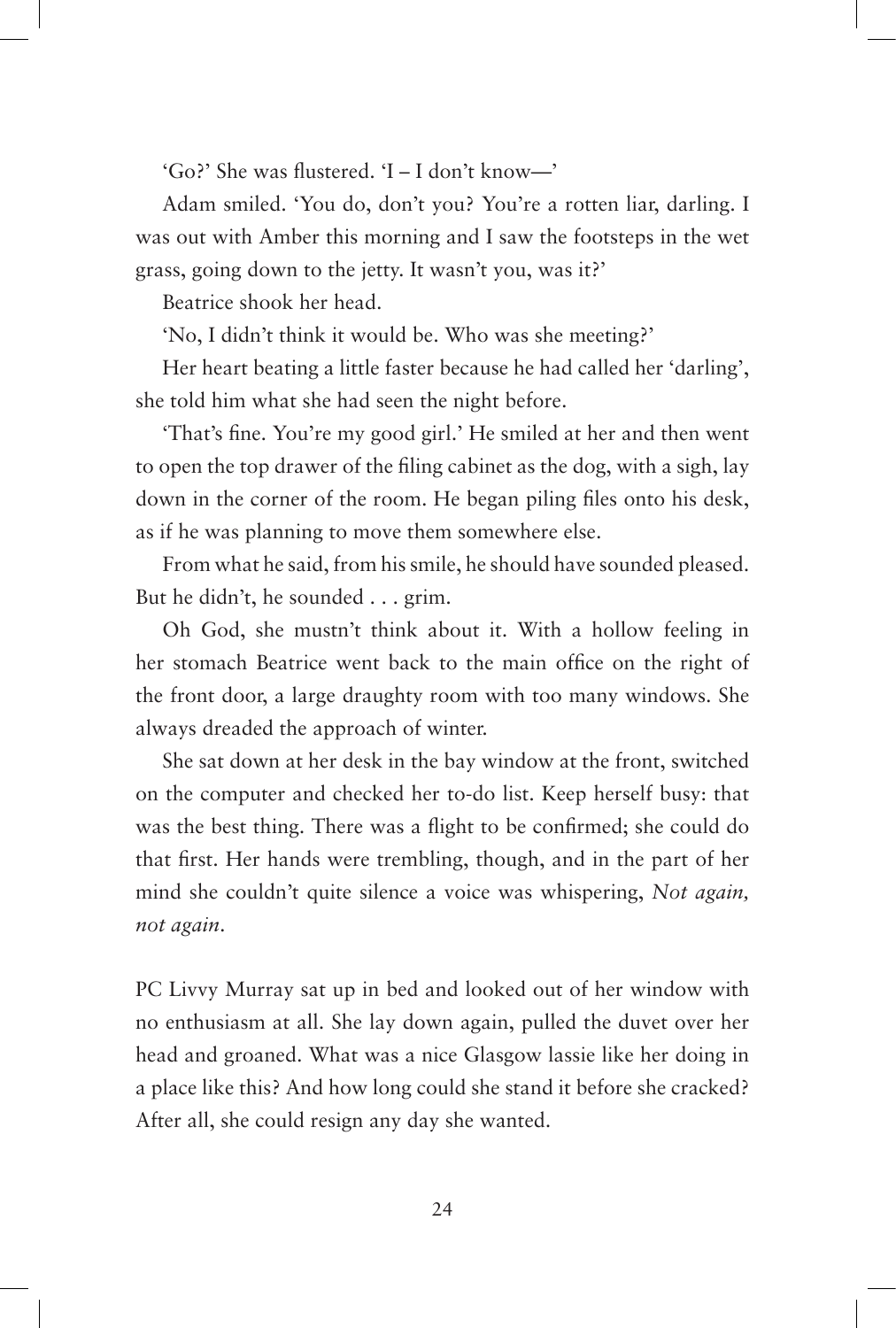'Go?' She was flustered. 'I – I don't know—'

Adam smiled. 'You do, don't you? You're a rotten liar, darling. I was out with Amber this morning and I saw the footsteps in the wet grass, going down to the jetty. It wasn't you, was it?'

Beatrice shook her head.

'No, I didn't think it would be. Who was she meeting?'

Her heart beating a little faster because he had called her 'darling', she told him what she had seen the night before.

'That's fine. You're my good girl.' He smiled at her and then went to open the top drawer of the filing cabinet as the dog, with a sigh, lay down in the corner of the room. He began piling files onto his desk, as if he was planning to move them somewhere else.

From what he said, from his smile, he should have sounded pleased. But he didn't, he sounded . . . grim.

Oh God, she mustn't think about it. With a hollow feeling in her stomach Beatrice went back to the main office on the right of the front door, a large draughty room with too many windows. She always dreaded the approach of winter.

She sat down at her desk in the bay window at the front, switched on the computer and checked her to-do list. Keep herself busy: that was the best thing. There was a flight to be confirmed; she could do that first. Her hands were trembling, though, and in the part of her mind she couldn't quite silence a voice was whispering, *Not again, not again*.

PC Livvy Murray sat up in bed and looked out of her window with no enthusiasm at all. She lay down again, pulled the duvet over her head and groaned. What was a nice Glasgow lassie like her doing in a place like this? And how long could she stand it before she cracked? After all, she could resign any day she wanted.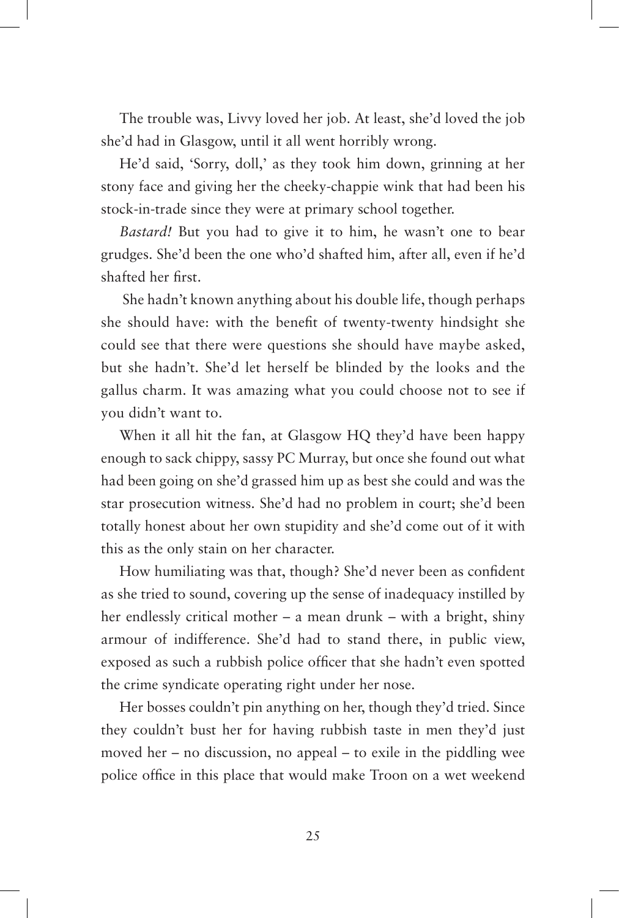The trouble was, Livvy loved her job. At least, she'd loved the job she'd had in Glasgow, until it all went horribly wrong.

He'd said, 'Sorry, doll,' as they took him down, grinning at her stony face and giving her the cheeky-chappie wink that had been his stock-in-trade since they were at primary school together.

*Bastard!* But you had to give it to him, he wasn't one to bear grudges. She'd been the one who'd shafted him, after all, even if he'd shafted her first.

She hadn't known anything about his double life, though perhaps she should have: with the benefit of twenty-twenty hindsight she could see that there were questions she should have maybe asked, but she hadn't. She'd let herself be blinded by the looks and the gallus charm. It was amazing what you could choose not to see if you didn't want to.

When it all hit the fan, at Glasgow HQ they'd have been happy enough to sack chippy, sassy PC Murray, but once she found out what had been going on she'd grassed him up as best she could and was the star prosecution witness. She'd had no problem in court; she'd been totally honest about her own stupidity and she'd come out of it with this as the only stain on her character.

How humiliating was that, though? She'd never been as confident as she tried to sound, covering up the sense of inadequacy instilled by her endlessly critical mother – a mean drunk – with a bright, shiny armour of indifference. She'd had to stand there, in public view, exposed as such a rubbish police officer that she hadn't even spotted the crime syndicate operating right under her nose.

Her bosses couldn't pin anything on her, though they'd tried. Since they couldn't bust her for having rubbish taste in men they'd just moved her – no discussion, no appeal – to exile in the piddling wee police office in this place that would make Troon on a wet weekend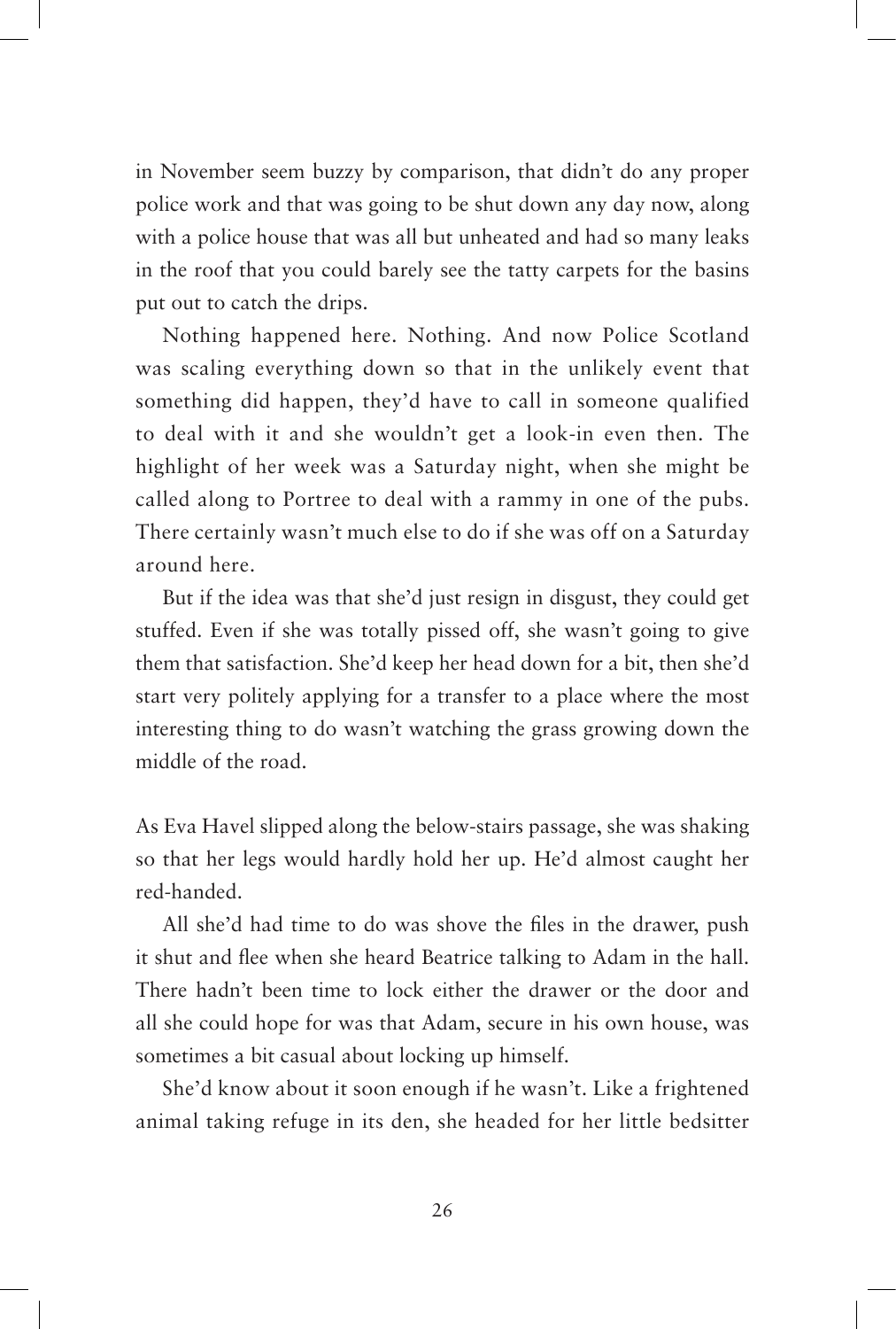in November seem buzzy by comparison, that didn't do any proper police work and that was going to be shut down any day now, along with a police house that was all but unheated and had so many leaks in the roof that you could barely see the tatty carpets for the basins put out to catch the drips.

Nothing happened here. Nothing. And now Police Scotland was scaling everything down so that in the unlikely event that something did happen, they'd have to call in someone qualified to deal with it and she wouldn't get a look-in even then. The highlight of her week was a Saturday night, when she might be called along to Portree to deal with a rammy in one of the pubs. There certainly wasn't much else to do if she was off on a Saturday around here.

But if the idea was that she'd just resign in disgust, they could get stuffed. Even if she was totally pissed off, she wasn't going to give them that satisfaction. She'd keep her head down for a bit, then she'd start very politely applying for a transfer to a place where the most interesting thing to do wasn't watching the grass growing down the middle of the road.

As Eva Havel slipped along the below-stairs passage, she was shaking so that her legs would hardly hold her up. He'd almost caught her red-handed.

All she'd had time to do was shove the files in the drawer, push it shut and flee when she heard Beatrice talking to Adam in the hall. There hadn't been time to lock either the drawer or the door and all she could hope for was that Adam, secure in his own house, was sometimes a bit casual about locking up himself.

She'd know about it soon enough if he wasn't. Like a frightened animal taking refuge in its den, she headed for her little bedsitter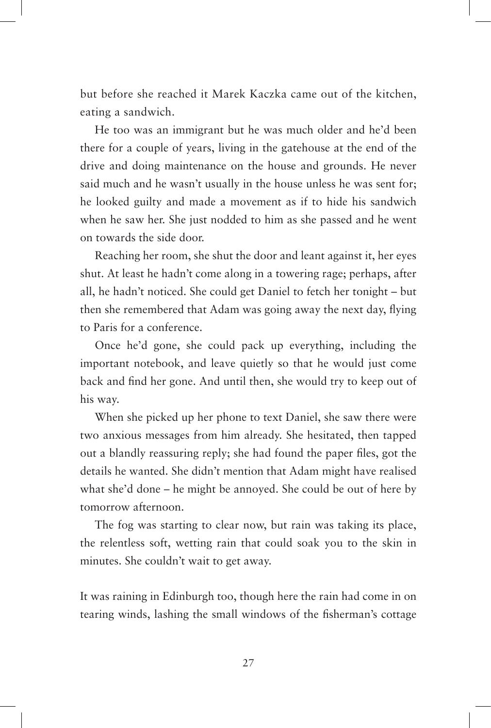but before she reached it Marek Kaczka came out of the kitchen, eating a sandwich.

He too was an immigrant but he was much older and he'd been there for a couple of years, living in the gatehouse at the end of the drive and doing maintenance on the house and grounds. He never said much and he wasn't usually in the house unless he was sent for; he looked guilty and made a movement as if to hide his sandwich when he saw her. She just nodded to him as she passed and he went on towards the side door.

Reaching her room, she shut the door and leant against it, her eyes shut. At least he hadn't come along in a towering rage; perhaps, after all, he hadn't noticed. She could get Daniel to fetch her tonight – but then she remembered that Adam was going away the next day, flying to Paris for a conference.

Once he'd gone, she could pack up everything, including the important notebook, and leave quietly so that he would just come back and find her gone. And until then, she would try to keep out of his way.

When she picked up her phone to text Daniel, she saw there were two anxious messages from him already. She hesitated, then tapped out a blandly reassuring reply; she had found the paper files, got the details he wanted. She didn't mention that Adam might have realised what she'd done – he might be annoyed. She could be out of here by tomorrow afternoon.

The fog was starting to clear now, but rain was taking its place, the relentless soft, wetting rain that could soak you to the skin in minutes. She couldn't wait to get away.

It was raining in Edinburgh too, though here the rain had come in on tearing winds, lashing the small windows of the fisherman's cottage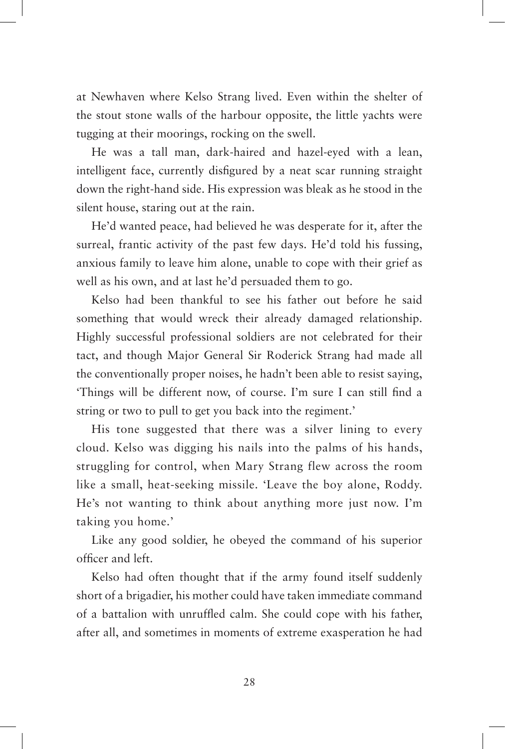at Newhaven where Kelso Strang lived. Even within the shelter of the stout stone walls of the harbour opposite, the little yachts were tugging at their moorings, rocking on the swell.

He was a tall man, dark-haired and hazel-eyed with a lean, intelligent face, currently disfigured by a neat scar running straight down the right-hand side. His expression was bleak as he stood in the silent house, staring out at the rain.

He'd wanted peace, had believed he was desperate for it, after the surreal, frantic activity of the past few days. He'd told his fussing, anxious family to leave him alone, unable to cope with their grief as well as his own, and at last he'd persuaded them to go.

Kelso had been thankful to see his father out before he said something that would wreck their already damaged relationship. Highly successful professional soldiers are not celebrated for their tact, and though Major General Sir Roderick Strang had made all the conventionally proper noises, he hadn't been able to resist saying, 'Things will be different now, of course. I'm sure I can still find a string or two to pull to get you back into the regiment.'

His tone suggested that there was a silver lining to every cloud. Kelso was digging his nails into the palms of his hands, struggling for control, when Mary Strang flew across the room like a small, heat-seeking missile. 'Leave the boy alone, Roddy. He's not wanting to think about anything more just now. I'm taking you home.'

Like any good soldier, he obeyed the command of his superior officer and left.

Kelso had often thought that if the army found itself suddenly short of a brigadier, his mother could have taken immediate command of a battalion with unruffled calm. She could cope with his father, after all, and sometimes in moments of extreme exasperation he had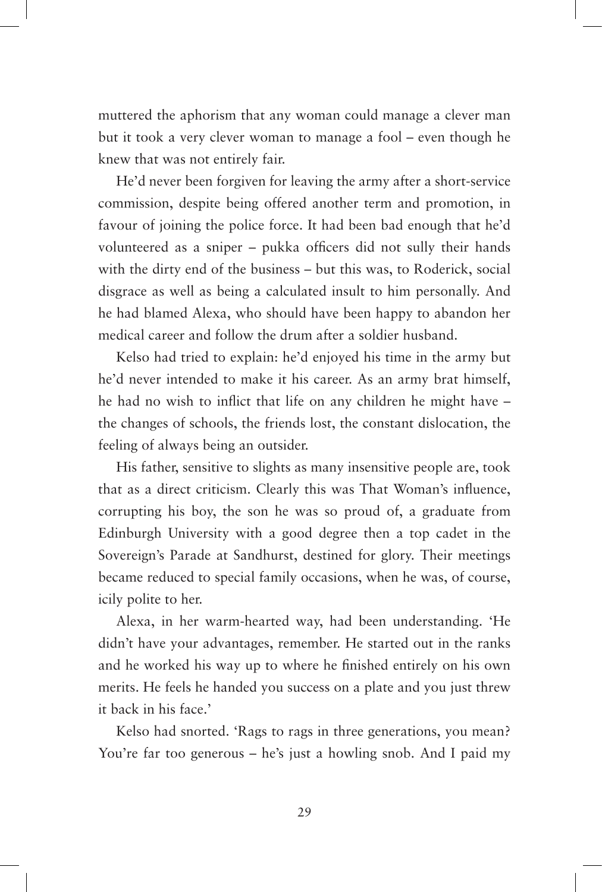muttered the aphorism that any woman could manage a clever man but it took a very clever woman to manage a fool – even though he knew that was not entirely fair.

He'd never been forgiven for leaving the army after a short-service commission, despite being offered another term and promotion, in favour of joining the police force. It had been bad enough that he'd volunteered as a sniper – pukka officers did not sully their hands with the dirty end of the business – but this was, to Roderick, social disgrace as well as being a calculated insult to him personally. And he had blamed Alexa, who should have been happy to abandon her medical career and follow the drum after a soldier husband.

Kelso had tried to explain: he'd enjoyed his time in the army but he'd never intended to make it his career. As an army brat himself, he had no wish to inflict that life on any children he might have – the changes of schools, the friends lost, the constant dislocation, the feeling of always being an outsider.

His father, sensitive to slights as many insensitive people are, took that as a direct criticism. Clearly this was That Woman's influence, corrupting his boy, the son he was so proud of, a graduate from Edinburgh University with a good degree then a top cadet in the Sovereign's Parade at Sandhurst, destined for glory. Their meetings became reduced to special family occasions, when he was, of course, icily polite to her.

Alexa, in her warm-hearted way, had been understanding. 'He didn't have your advantages, remember. He started out in the ranks and he worked his way up to where he finished entirely on his own merits. He feels he handed you success on a plate and you just threw it back in his face.'

Kelso had snorted. 'Rags to rags in three generations, you mean? You're far too generous – he's just a howling snob. And I paid my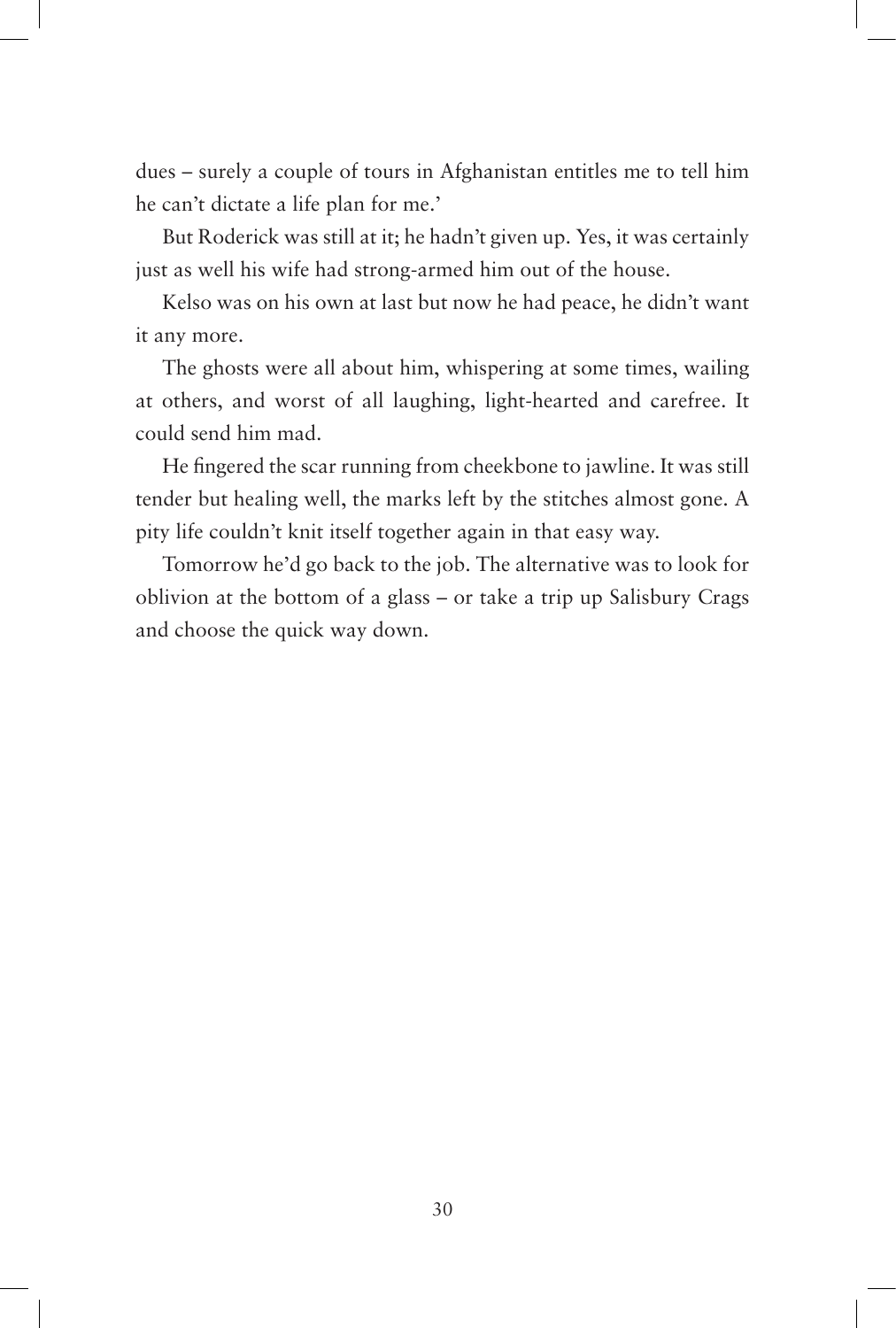dues – surely a couple of tours in Afghanistan entitles me to tell him he can't dictate a life plan for me.'

But Roderick was still at it; he hadn't given up. Yes, it was certainly just as well his wife had strong-armed him out of the house.

Kelso was on his own at last but now he had peace, he didn't want it any more.

The ghosts were all about him, whispering at some times, wailing at others, and worst of all laughing, light-hearted and carefree. It could send him mad.

He fingered the scar running from cheekbone to jawline. It was still tender but healing well, the marks left by the stitches almost gone. A pity life couldn't knit itself together again in that easy way.

Tomorrow he'd go back to the job. The alternative was to look for oblivion at the bottom of a glass – or take a trip up Salisbury Crags and choose the quick way down.